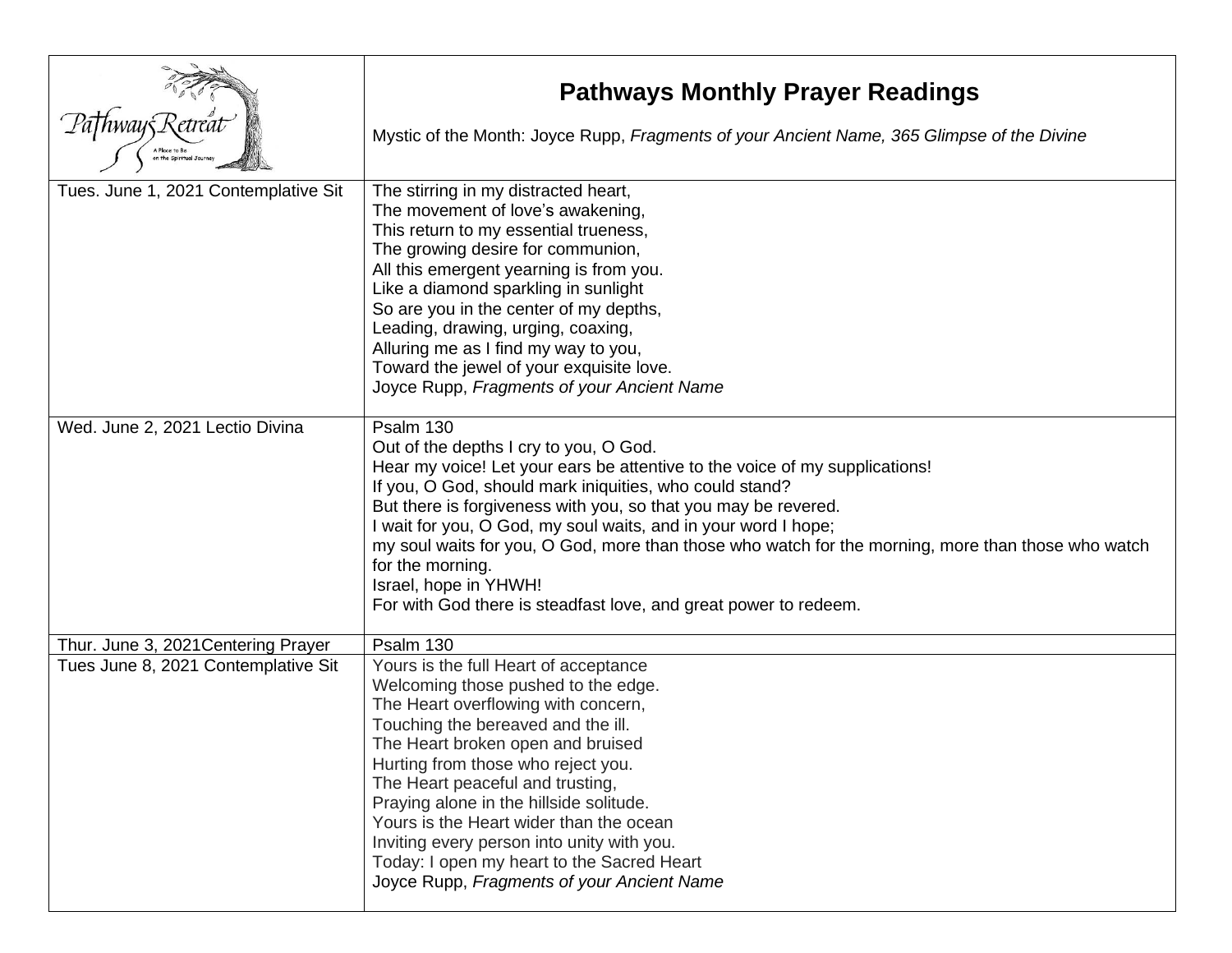| Pathways Retreat — A Place to Be on the Spiritual Journey | **Pathways Monthly Prayer Readings**<br><br>Mystic of the Month: Joyce Rupp, *Fragments of your Ancient Name, 365 Glimpse of the Divine* |
|---|---|
| Tues. June 1, 2021 Contemplative Sit | The stirring in my distracted heart,<br>The movement of love's awakening,<br>This return to my essential trueness,<br>The growing desire for communion,<br>All this emergent yearning is from you.<br>Like a diamond sparkling in sunlight<br>So are you in the center of my depths,<br>Leading, drawing, urging, coaxing,<br>Alluring me as I find my way to you,<br>Toward the jewel of your exquisite love.<br>Joyce Rupp, *Fragments of your Ancient Name* |
| Wed. June 2, 2021 Lectio Divina | Psalm 130<br>Out of the depths I cry to you, O God.<br>Hear my voice! Let your ears be attentive to the voice of my supplications!<br>If you, O God, should mark iniquities, who could stand?<br>But there is forgiveness with you, so that you may be revered.<br>I wait for you, O God, my soul waits, and in your word I hope;<br>my soul waits for you, O God, more than those who watch for the morning, more than those who watch for the morning.<br>Israel, hope in YHWH!<br>For with God there is steadfast love, and great power to redeem. |
| Thur. June 3, 2021Centering Prayer | Psalm 130 |
| Tues June 8, 2021 Contemplative Sit | Yours is the full Heart of acceptance<br>Welcoming those pushed to the edge.<br>The Heart overflowing with concern,<br>Touching the bereaved and the ill.<br>The Heart broken open and bruised<br>Hurting from those who reject you.<br>The Heart peaceful and trusting,<br>Praying alone in the hillside solitude.<br>Yours is the Heart wider than the ocean<br>Inviting every person into unity with you.<br>Today: I open my heart to the Sacred Heart<br>Joyce Rupp, *Fragments of your Ancient Name* |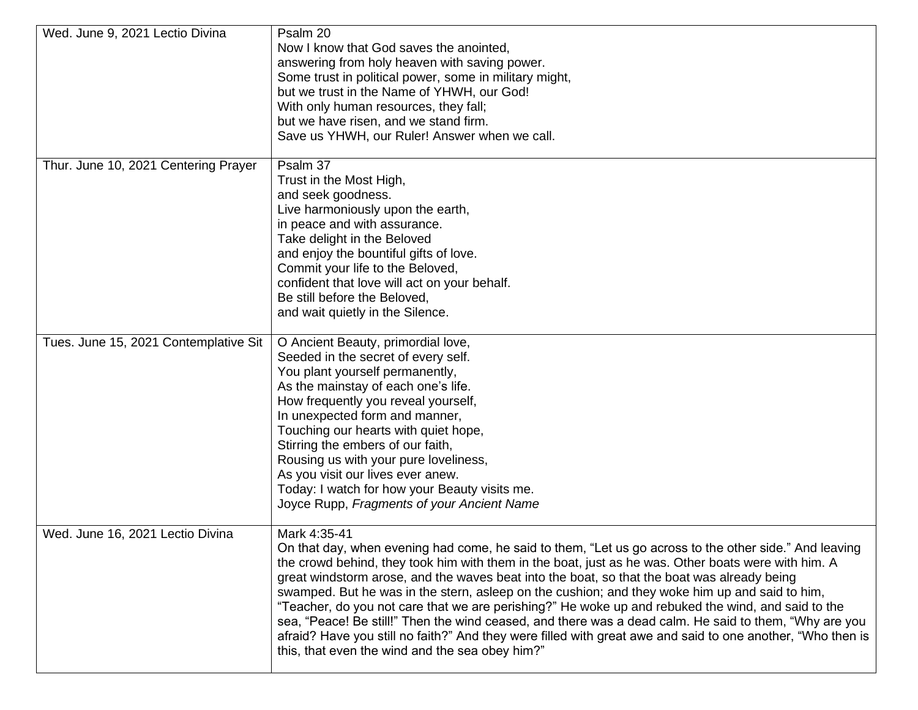| Wed. June 9, 2021 Lectio Divina | Psalm 20<br>Now I know that God saves the anointed,<br>answering from holy heaven with saving power.<br>Some trust in political power, some in military might,<br>but we trust in the Name of YHWH, our God!<br>With only human resources, they fall;<br>but we have risen, and we stand firm.<br>Save us YHWH, our Ruler! Answer when we call. |
|---|---|
| Thur. June 10, 2021 Centering Prayer | Psalm 37<br>Trust in the Most High,<br>and seek goodness.<br>Live harmoniously upon the earth,<br>in peace and with assurance.<br>Take delight in the Beloved<br>and enjoy the bountiful gifts of love.<br>Commit your life to the Beloved,<br>confident that love will act on your behalf.<br>Be still before the Beloved,<br>and wait quietly in the Silence. |
| Tues. June 15, 2021 Contemplative Sit | O Ancient Beauty, primordial love,<br>Seeded in the secret of every self.<br>You plant yourself permanently,<br>As the mainstay of each one's life.<br>How frequently you reveal yourself,<br>In unexpected form and manner,<br>Touching our hearts with quiet hope,<br>Stirring the embers of our faith,<br>Rousing us with your pure loveliness,<br>As you visit our lives ever anew.<br>Today: I watch for how your Beauty visits me.<br>Joyce Rupp, *Fragments of your Ancient Name* |
| Wed. June 16, 2021 Lectio Divina | Mark 4:35-41<br>On that day, when evening had come, he said to them, "Let us go across to the other side." And leaving the crowd behind, they took him with them in the boat, just as he was. Other boats were with him. A great windstorm arose, and the waves beat into the boat, so that the boat was already being swamped. But he was in the stern, asleep on the cushion; and they woke him up and said to him, "Teacher, do you not care that we are perishing?" He woke up and rebuked the wind, and said to the sea, "Peace! Be still!" Then the wind ceased, and there was a dead calm. He said to them, "Why are you afraid? Have you still no faith?" And they were filled with great awe and said to one another, "Who then is this, that even the wind and the sea obey him?" |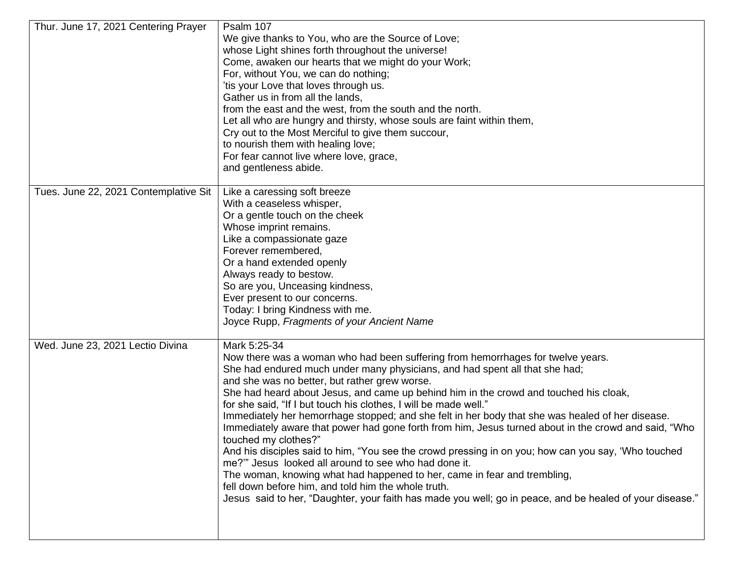| | |
|---|---|
| Thur. June 17, 2021 Centering Prayer | Psalm 107<br>We give thanks to You, who are the Source of Love;<br>whose Light shines forth throughout the universe!<br>Come, awaken our hearts that we might do your Work;<br>For, without You, we can do nothing;<br>'tis your Love that loves through us.<br>Gather us in from all the lands,<br>from the east and the west, from the south and the north.<br>Let all who are hungry and thirsty, whose souls are faint within them,<br>Cry out to the Most Merciful to give them succour,<br>to nourish them with healing love;<br>For fear cannot live where love, grace,<br>and gentleness abide. |
| Tues. June 22, 2021 Contemplative Sit | Like a caressing soft breeze<br>With a ceaseless whisper,<br>Or a gentle touch on the cheek<br>Whose imprint remains.<br>Like a compassionate gaze<br>Forever remembered,<br>Or a hand extended openly<br>Always ready to bestow.<br>So are you, Unceasing kindness,<br>Ever present to our concerns.<br>Today: I bring Kindness with me.<br>Joyce Rupp, *Fragments of your Ancient Name* |
| Wed. June 23, 2021 Lectio Divina | Mark 5:25-34<br>Now there was a woman who had been suffering from hemorrhages for twelve years.<br>She had endured much under many physicians, and had spent all that she had;<br>and she was no better, but rather grew worse.<br>She had heard about Jesus, and came up behind him in the crowd and touched his cloak,<br>for she said, "If I but touch his clothes, I will be made well."<br>Immediately her hemorrhage stopped; and she felt in her body that she was healed of her disease.<br>Immediately aware that power had gone forth from him, Jesus turned about in the crowd and said, "Who touched my clothes?"<br>And his disciples said to him, "You see the crowd pressing in on you; how can you say, 'Who touched me?'" Jesus looked all around to see who had done it.<br>The woman, knowing what had happened to her, came in fear and trembling,<br>fell down before him, and told him the whole truth.<br>Jesus said to her, "Daughter, your faith has made you well; go in peace, and be healed of your disease." |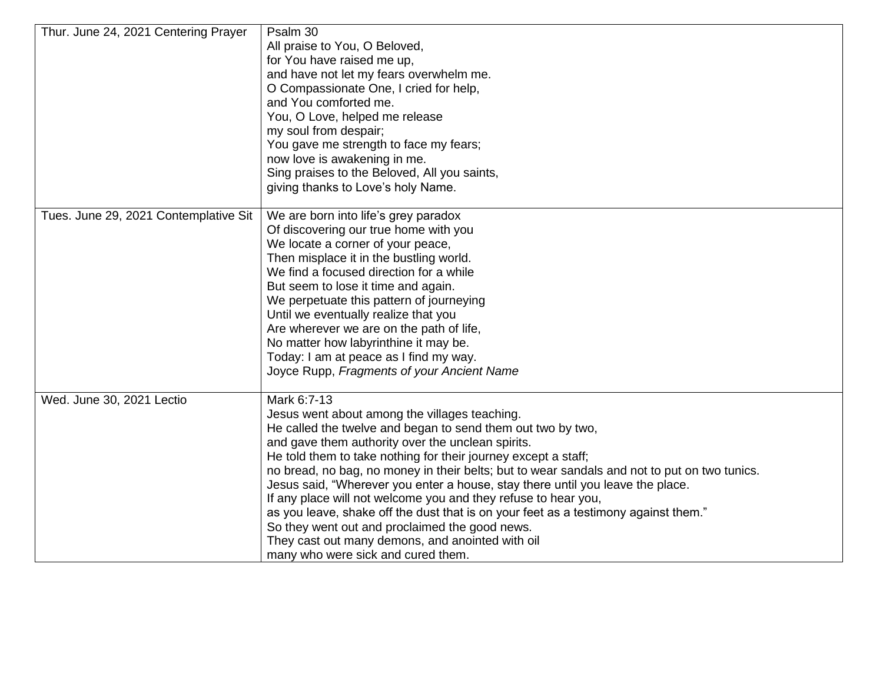| | |
|---|---|
| Thur. June 24, 2021 Centering Prayer | Psalm 30<br>All praise to You, O Beloved,<br>for You have raised me up,<br>and have not let my fears overwhelm me.<br>O Compassionate One, I cried for help,<br>and You comforted me.<br>You, O Love, helped me release<br>my soul from despair;<br>You gave me strength to face my fears;<br>now love is awakening in me.<br>Sing praises to the Beloved, All you saints,<br>giving thanks to Love's holy Name. |
| Tues. June 29, 2021 Contemplative Sit | We are born into life's grey paradox<br>Of discovering our true home with you<br>We locate a corner of your peace,<br>Then misplace it in the bustling world.<br>We find a focused direction for a while<br>But seem to lose it time and again.<br>We perpetuate this pattern of journeying<br>Until we eventually realize that you<br>Are wherever we are on the path of life,<br>No matter how labyrinthine it may be.<br>Today: I am at peace as I find my way.<br>Joyce Rupp, *Fragments of your Ancient Name* |
| Wed. June 30, 2021 Lectio | Mark 6:7-13<br>Jesus went about among the villages teaching.<br>He called the twelve and began to send them out two by two,<br>and gave them authority over the unclean spirits.<br>He told them to take nothing for their journey except a staff;<br>no bread, no bag, no money in their belts; but to wear sandals and not to put on two tunics.<br>Jesus said, "Wherever you enter a house, stay there until you leave the place.<br>If any place will not welcome you and they refuse to hear you,<br>as you leave, shake off the dust that is on your feet as a testimony against them."<br>So they went out and proclaimed the good news.<br>They cast out many demons, and anointed with oil<br>many who were sick and cured them. |